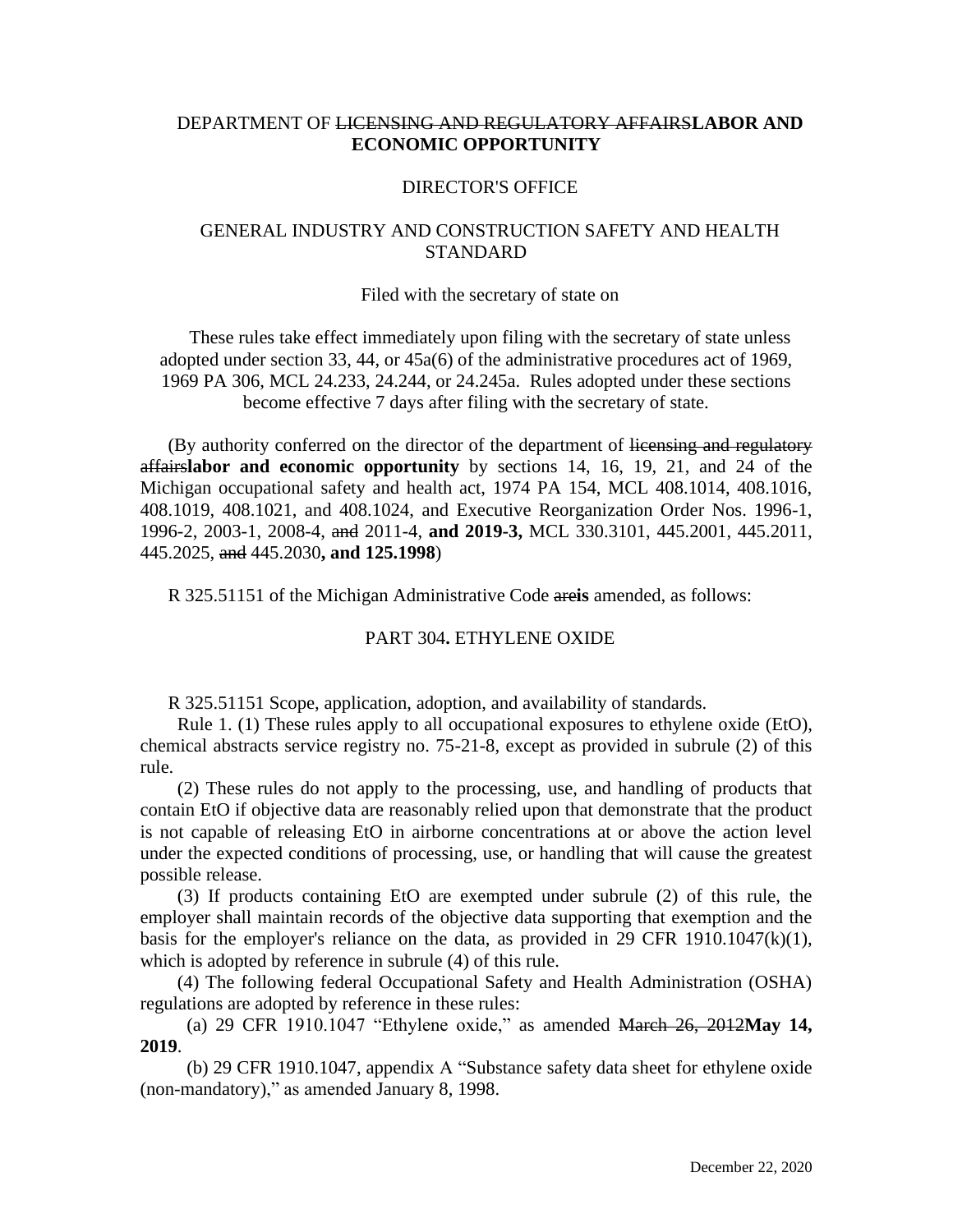DEPARTMENT OF ~~LICENSING AND REGULATORY AFFAIRS~~**LABOR AND ECONOMIC OPPORTUNITY**

DIRECTOR'S OFFICE

GENERAL INDUSTRY AND CONSTRUCTION SAFETY AND HEALTH STANDARD

Filed with the secretary of state on

These rules take effect immediately upon filing with the secretary of state unless adopted under section 33, 44, or 45a(6) of the administrative procedures act of 1969, 1969 PA 306, MCL 24.233, 24.244, or 24.245a. Rules adopted under these sections become effective 7 days after filing with the secretary of state.

(By authority conferred on the director of the department of ~~licensing and regulatory affairs~~**labor and economic opportunity** by sections 14, 16, 19, 21, and 24 of the Michigan occupational safety and health act, 1974 PA 154, MCL 408.1014, 408.1016, 408.1019, 408.1021, and 408.1024, and Executive Reorganization Order Nos. 1996-1, 1996-2, 2003-1, 2008-4, ~~and~~ 2011-4, **and 2019-3,** MCL 330.3101, 445.2001, 445.2011, 445.2025, ~~and~~ 445.2030**, and 125.1998**)

R 325.51151 of the Michigan Administrative Code ~~are~~**is** amended, as follows:

PART 304**.** ETHYLENE OXIDE

R 325.51151 Scope, application, adoption, and availability of standards.

Rule 1. (1) These rules apply to all occupational exposures to ethylene oxide (EtO), chemical abstracts service registry no. 75-21-8, except as provided in subrule (2) of this rule.

(2) These rules do not apply to the processing, use, and handling of products that contain EtO if objective data are reasonably relied upon that demonstrate that the product is not capable of releasing EtO in airborne concentrations at or above the action level under the expected conditions of processing, use, or handling that will cause the greatest possible release.

(3) If products containing EtO are exempted under subrule (2) of this rule, the employer shall maintain records of the objective data supporting that exemption and the basis for the employer's reliance on the data, as provided in 29 CFR 1910.1047(k)(1), which is adopted by reference in subrule (4) of this rule.

(4) The following federal Occupational Safety and Health Administration (OSHA) regulations are adopted by reference in these rules:

(a) 29 CFR 1910.1047 "Ethylene oxide," as amended ~~March 26, 2012~~**May 14, 2019**.

(b) 29 CFR 1910.1047, appendix A "Substance safety data sheet for ethylene oxide (non-mandatory)," as amended January 8, 1998.

December 22, 2020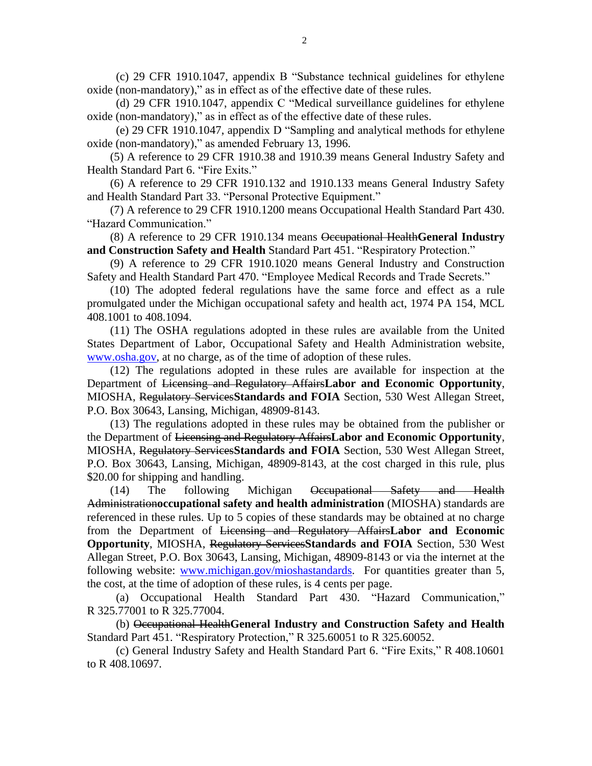(c) 29 CFR 1910.1047, appendix B "Substance technical guidelines for ethylene oxide (non-mandatory)," as in effect as of the effective date of these rules.

(d) 29 CFR 1910.1047, appendix C "Medical surveillance guidelines for ethylene oxide (non-mandatory)," as in effect as of the effective date of these rules.

(e) 29 CFR 1910.1047, appendix D "Sampling and analytical methods for ethylene oxide (non-mandatory)," as amended February 13, 1996.

(5) A reference to 29 CFR 1910.38 and 1910.39 means General Industry Safety and Health Standard Part 6. "Fire Exits."

(6) A reference to 29 CFR 1910.132 and 1910.133 means General Industry Safety and Health Standard Part 33. "Personal Protective Equipment."

(7) A reference to 29 CFR 1910.1200 means Occupational Health Standard Part 430. "Hazard Communication."

(8) A reference to 29 CFR 1910.134 means ~~Occupational Health~~**General Industry and Construction Safety and Health** Standard Part 451. "Respiratory Protection."

(9) A reference to 29 CFR 1910.1020 means General Industry and Construction Safety and Health Standard Part 470. "Employee Medical Records and Trade Secrets."

(10) The adopted federal regulations have the same force and effect as a rule promulgated under the Michigan occupational safety and health act, 1974 PA 154, MCL 408.1001 to 408.1094.

(11) The OSHA regulations adopted in these rules are available from the United States Department of Labor, Occupational Safety and Health Administration website, www.osha.gov, at no charge, as of the time of adoption of these rules.

(12) The regulations adopted in these rules are available for inspection at the Department of ~~Licensing and Regulatory Affairs~~**Labor and Economic Opportunity**, MIOSHA, ~~Regulatory Services~~**Standards and FOIA** Section, 530 West Allegan Street, P.O. Box 30643, Lansing, Michigan, 48909-8143.

(13) The regulations adopted in these rules may be obtained from the publisher or the Department of ~~Licensing and Regulatory Affairs~~**Labor and Economic Opportunity**, MIOSHA, ~~Regulatory Services~~**Standards and FOIA** Section, 530 West Allegan Street, P.O. Box 30643, Lansing, Michigan, 48909-8143, at the cost charged in this rule, plus $20.00 for shipping and handling.

(14) The following Michigan ~~Occupational Safety and Health Administration~~**occupational safety and health administration** (MIOSHA) standards are referenced in these rules. Up to 5 copies of these standards may be obtained at no charge from the Department of ~~Licensing and Regulatory Affairs~~**Labor and Economic Opportunity**, MIOSHA, ~~Regulatory Services~~**Standards and FOIA** Section, 530 West Allegan Street, P.O. Box 30643, Lansing, Michigan, 48909-8143 or via the internet at the following website: www.michigan.gov/mioshastandards. For quantities greater than 5, the cost, at the time of adoption of these rules, is 4 cents per page.

(a) Occupational Health Standard Part 430. "Hazard Communication," R 325.77001 to R 325.77004.

(b) ~~Occupational Health~~**General Industry and Construction Safety and Health** Standard Part 451. "Respiratory Protection," R 325.60051 to R 325.60052.

(c) General Industry Safety and Health Standard Part 6. "Fire Exits," R 408.10601 to R 408.10697.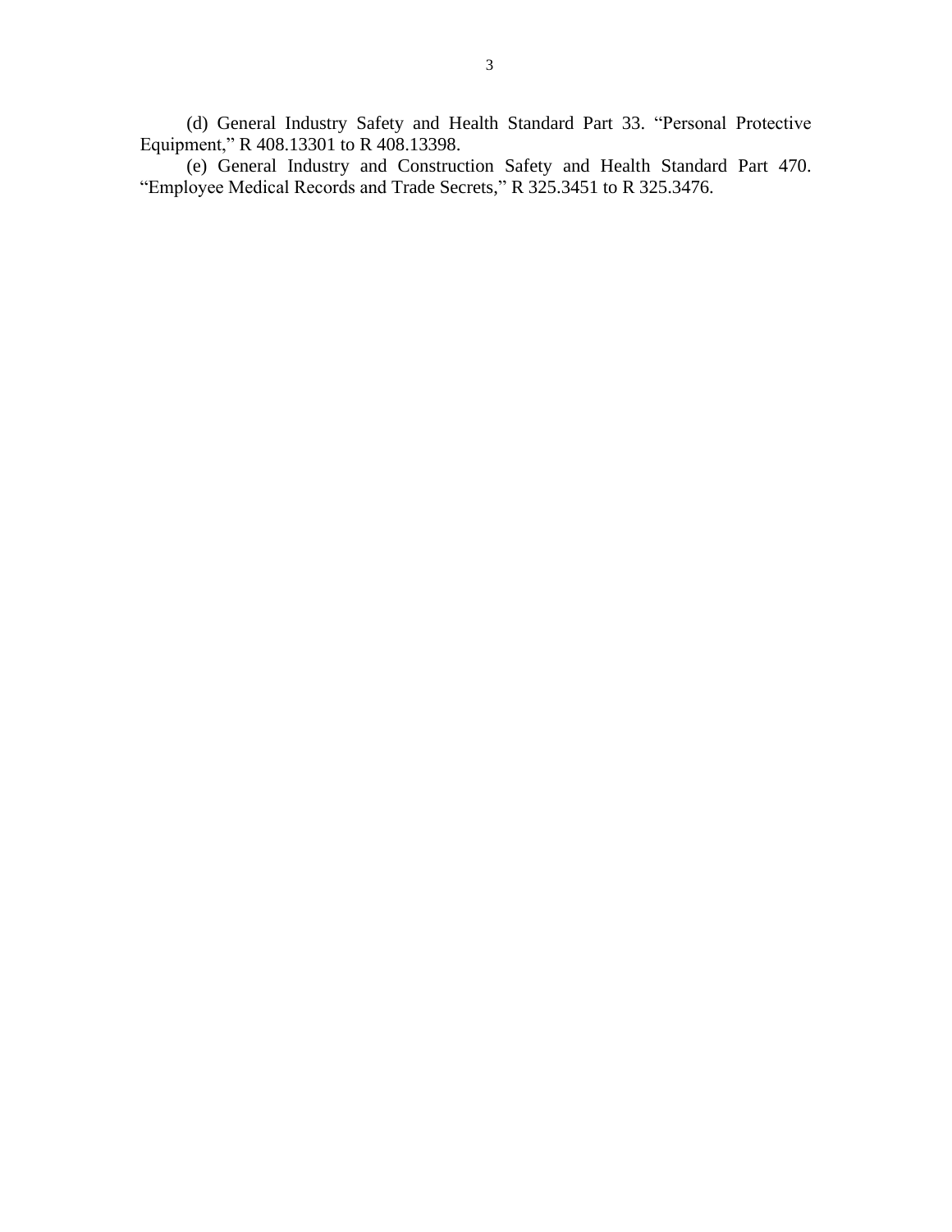(d) General Industry Safety and Health Standard Part 33. "Personal Protective Equipment," R 408.13301 to R 408.13398.

(e) General Industry and Construction Safety and Health Standard Part 470. "Employee Medical Records and Trade Secrets," R 325.3451 to R 325.3476.